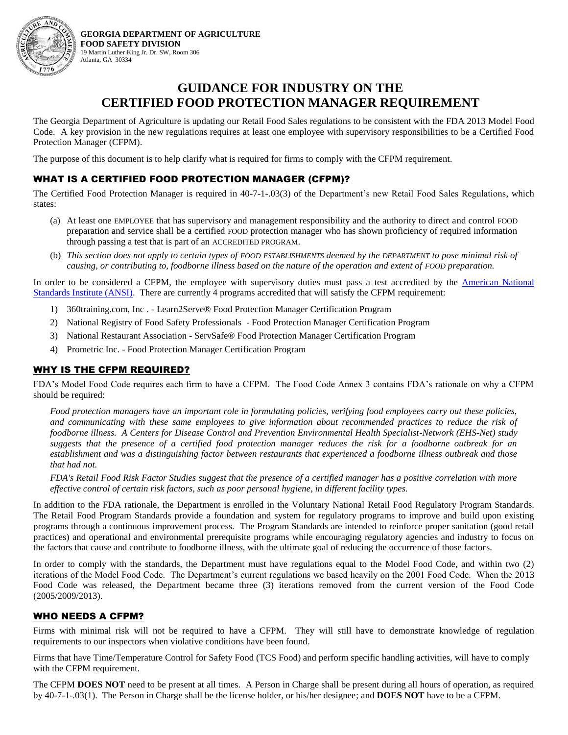**GEORGIA DEPARTMENT OF AGRICULTURE**
**FOOD SAFETY DIVISION**
19 Martin Luther King Jr. Dr. SW, Room 306
Atlanta, GA 30334

# GUIDANCE FOR INDUSTRY ON THE CERTIFIED FOOD PROTECTION MANAGER REQUIREMENT

The Georgia Department of Agriculture is updating our Retail Food Sales regulations to be consistent with the FDA 2013 Model Food Code. A key provision in the new regulations requires at least one employee with supervisory responsibilities to be a Certified Food Protection Manager (CFPM).

The purpose of this document is to help clarify what is required for firms to comply with the CFPM requirement.

## WHAT IS A CERTIFIED FOOD PROTECTION MANAGER (CFPM)?

The Certified Food Protection Manager is required in 40-7-1-.03(3) of the Department's new Retail Food Sales Regulations, which states:

(a) At least one EMPLOYEE that has supervisory and management responsibility and the authority to direct and control FOOD preparation and service shall be a certified FOOD protection manager who has shown proficiency of required information through passing a test that is part of an ACCREDITED PROGRAM.

(b) *This section does not apply to certain types of FOOD ESTABLISHMENTS deemed by the DEPARTMENT to pose minimal risk of causing, or contributing to, foodborne illness based on the nature of the operation and extent of FOOD preparation.*

In order to be considered a CFPM, the employee with supervisory duties must pass a test accredited by the American National Standards Institute (ANSI). There are currently 4 programs accredited that will satisfy the CFPM requirement:

1) 360training.com, Inc . - Learn2Serve® Food Protection Manager Certification Program
2) National Registry of Food Safety Professionals - Food Protection Manager Certification Program
3) National Restaurant Association - ServSafe® Food Protection Manager Certification Program
4) Prometric Inc. - Food Protection Manager Certification Program

## WHY IS THE CFPM REQUIRED?

FDA's Model Food Code requires each firm to have a CFPM. The Food Code Annex 3 contains FDA's rationale on why a CFPM should be required:

*Food protection managers have an important role in formulating policies, verifying food employees carry out these policies, and communicating with these same employees to give information about recommended practices to reduce the risk of foodborne illness. A Centers for Disease Control and Prevention Environmental Health Specialist-Network (EHS-Net) study suggests that the presence of a certified food protection manager reduces the risk for a foodborne outbreak for an establishment and was a distinguishing factor between restaurants that experienced a foodborne illness outbreak and those that had not.*

*FDA's Retail Food Risk Factor Studies suggest that the presence of a certified manager has a positive correlation with more effective control of certain risk factors, such as poor personal hygiene, in different facility types.*

In addition to the FDA rationale, the Department is enrolled in the Voluntary National Retail Food Regulatory Program Standards. The Retail Food Program Standards provide a foundation and system for regulatory programs to improve and build upon existing programs through a continuous improvement process. The Program Standards are intended to reinforce proper sanitation (good retail practices) and operational and environmental prerequisite programs while encouraging regulatory agencies and industry to focus on the factors that cause and contribute to foodborne illness, with the ultimate goal of reducing the occurrence of those factors.

In order to comply with the standards, the Department must have regulations equal to the Model Food Code, and within two (2) iterations of the Model Food Code. The Department's current regulations we based heavily on the 2001 Food Code. When the 2013 Food Code was released, the Department became three (3) iterations removed from the current version of the Food Code (2005/2009/2013).

## WHO NEEDS A CFPM?

Firms with minimal risk will not be required to have a CFPM. They will still have to demonstrate knowledge of regulation requirements to our inspectors when violative conditions have been found.

Firms that have Time/Temperature Control for Safety Food (TCS Food) and perform specific handling activities, will have to comply with the CFPM requirement.

The CFPM **DOES NOT** need to be present at all times. A Person in Charge shall be present during all hours of operation, as required by 40-7-1-.03(1). The Person in Charge shall be the license holder, or his/her designee; and **DOES NOT** have to be a CFPM.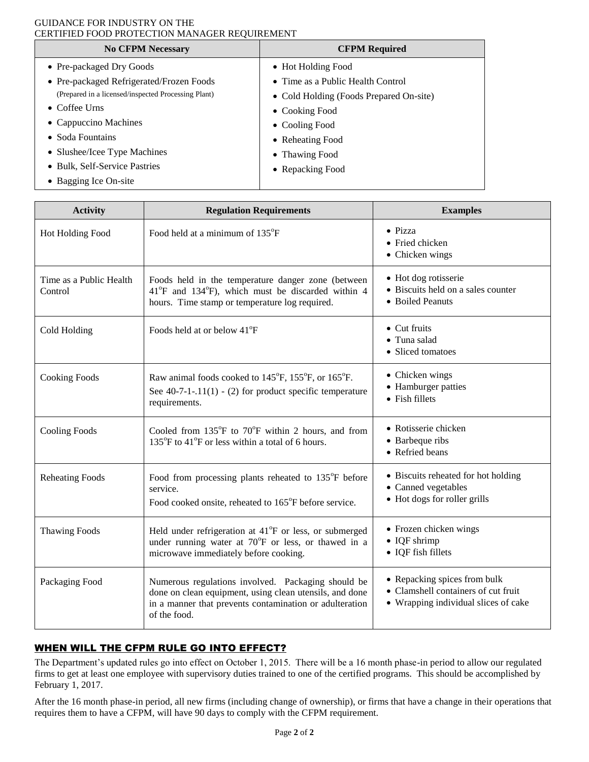GUIDANCE FOR INDUSTRY ON THE
CERTIFIED FOOD PROTECTION MANAGER REQUIREMENT

| No CFPM Necessary | CFPM Required |
|---|---|
| • Pre-packaged Dry Goods<br>• Pre-packaged Refrigerated/Frozen Foods (Prepared in a licensed/inspected Processing Plant)<br>• Coffee Urns<br>• Cappuccino Machines<br>• Soda Fountains<br>• Slushee/Icee Type Machines<br>• Bulk, Self-Service Pastries<br>• Bagging Ice On-site | • Hot Holding Food<br>• Time as a Public Health Control<br>• Cold Holding (Foods Prepared On-site)<br>• Cooking Food<br>• Cooling Food<br>• Reheating Food<br>• Thawing Food<br>• Repacking Food |

| Activity | Regulation Requirements | Examples |
|---|---|---|
| Hot Holding Food | Food held at a minimum of 135°F | • Pizza<br>• Fried chicken<br>• Chicken wings |
| Time as a Public Health Control | Foods held in the temperature danger zone (between 41°F and 134°F), which must be discarded within 4 hours. Time stamp or temperature log required. | • Hot dog rotisserie<br>• Biscuits held on a sales counter<br>• Boiled Peanuts |
| Cold Holding | Foods held at or below 41°F | • Cut fruits<br>• Tuna salad<br>• Sliced tomatoes |
| Cooking Foods | Raw animal foods cooked to 145°F, 155°F, or 165°F. See 40-7-1-.11(1) - (2) for product specific temperature requirements. | • Chicken wings<br>• Hamburger patties<br>• Fish fillets |
| Cooling Foods | Cooled from 135°F to 70°F within 2 hours, and from 135°F to 41°F or less within a total of 6 hours. | • Rotisserie chicken<br>• Barbeque ribs<br>• Refried beans |
| Reheating Foods | Food from processing plants reheated to 135°F before service.<br>Food cooked onsite, reheated to 165°F before service. | • Biscuits reheated for hot holding<br>• Canned vegetables<br>• Hot dogs for roller grills |
| Thawing Foods | Held under refrigeration at 41°F or less, or submerged under running water at 70°F or less, or thawed in a microwave immediately before cooking. | • Frozen chicken wings<br>• IQF shrimp<br>• IQF fish fillets |
| Packaging Food | Numerous regulations involved. Packaging should be done on clean equipment, using clean utensils, and done in a manner that prevents contamination or adulteration of the food. | • Repacking spices from bulk<br>• Clamshell containers of cut fruit<br>• Wrapping individual slices of cake |

## WHEN WILL THE CFPM RULE GO INTO EFFECT?

The Department's updated rules go into effect on October 1, 2015. There will be a 16 month phase-in period to allow our regulated firms to get at least one employee with supervisory duties trained to one of the certified programs. This should be accomplished by February 1, 2017.

After the 16 month phase-in period, all new firms (including change of ownership), or firms that have a change in their operations that requires them to have a CFPM, will have 90 days to comply with the CFPM requirement.